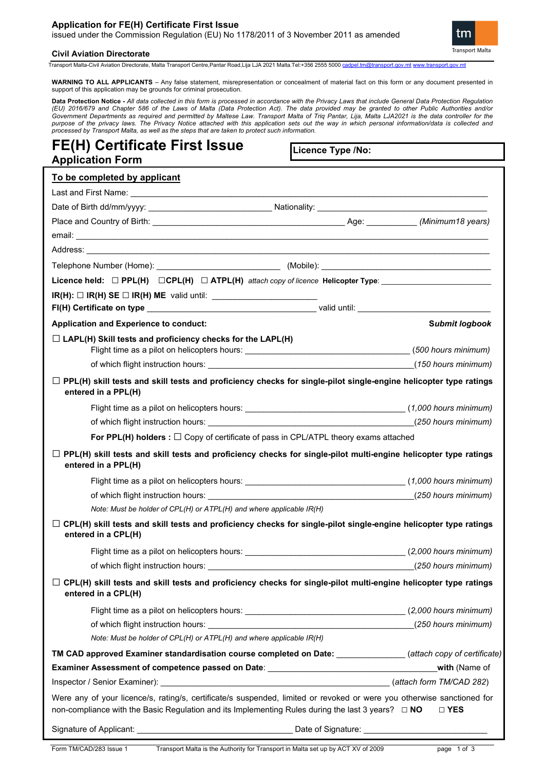**Application for FE(H) Certificate First Issue**
issued under the Commission Regulation (EU) No 1178/2011 of 3 November 2011 as amended

**Civil Aviation Directorate**

Transport Malta-Civil Aviation Directorate, Malta Transport Centre,Pantar Road,Lija LJA 2021 Malta.Tel:+356 2555 5000 cadpel.tm@transport.gov.mt www.transport.gov.mt

**WARNING TO ALL APPLICANTS** – Any false statement, misrepresentation or concealment of material fact on this form or any document presented in support of this application may be grounds for criminal prosecution.

**Data Protection Notice -** *All data collected in this form is processed in accordance with the Privacy Laws that include General Data Protection Regulation (EU) 2016/679 and Chapter 586 of the Laws of Malta (Data Protection Act). The data provided may be granted to other Public Authorities and/or Government Departments as required and permitted by Maltese Law. Transport Malta of Triq Pantar, Lija, Malta LJA2021 is the data controller for the purpose of the privacy laws. The Privacy Notice attached with this application sets out the way in which personal information/data is collected and processed by Transport Malta, as well as the steps that are taken to protect such information.*

# FE(H) Certificate First Issue
## Application Form

**Licence Type /No:**

**To be completed by applicant**

Last and First Name: ______________________________

Date of Birth dd/mm/yyyy: ____________________ Nationality: ____________________

Place and Country of Birth: ______________________________ Age: __________ *(Minimum18 years)*

email: ______________________________

Address: ______________________________

Telephone Number (Home): ____________________ (Mobile): ____________________

**Licence held:** ☐ **PPL(H)** ☐**CPL(H)** ☐ **ATPL(H)** *attach copy of licence* **Helicopter Type**: ____________________

**IR(H):** ☐ **IR(H) SE** ☐ **IR(H) ME** valid until: ____________________

**FI(H) Certificate on type** ______________________________ valid until: ____________________

**Application and Experience to conduct:** ***Submit logbook***

☐ **LAPL(H) Skill tests and proficiency checks for the LAPL(H)**

Flight time as a pilot on helicopters hours: ____________________ *(500 hours minimum)*

of which flight instruction hours: ____________________ *(150 hours minimum)*

☐ **PPL(H) skill tests and skill tests and proficiency checks for single-pilot single-engine helicopter type ratings entered in a PPL(H)**

Flight time as a pilot on helicopters hours: ____________________ *(1,000 hours minimum)*

of which flight instruction hours: ____________________ *(250 hours minimum)*

**For PPL(H) holders :** ☐ Copy of certificate of pass in CPL/ATPL theory exams attached

☐ **PPL(H) skill tests and skill tests and proficiency checks for single-pilot multi-engine helicopter type ratings entered in a PPL(H)**

Flight time as a pilot on helicopters hours: ____________________ *(1,000 hours minimum)*

of which flight instruction hours: ____________________ *(250 hours minimum)*

*Note: Must be holder of CPL(H) or ATPL(H) and where applicable IR(H)*

☐ **CPL(H) skill tests and skill tests and proficiency checks for single-pilot single-engine helicopter type ratings entered in a CPL(H)**

Flight time as a pilot on helicopters hours: ____________________ *(2,000 hours minimum)*

of which flight instruction hours: ____________________ *(250 hours minimum)*

☐ **CPL(H) skill tests and skill tests and proficiency checks for single-pilot multi-engine helicopter type ratings entered in a CPL(H)**

Flight time as a pilot on helicopters hours: ____________________ *(2,000 hours minimum)*

of which flight instruction hours: ____________________ *(250 hours minimum)*

*Note: Must be holder of CPL(H) or ATPL(H) and where applicable IR(H)*

**TM CAD approved Examiner standardisation course completed on Date:** __________ *(attach copy of certificate)*

**Examiner Assessment of competence passed on Date**: ____________________ **with** (Name of Inspector / Senior Examiner): ____________________ *(attach form TM/CAD 282)*

Were any of your licence/s, rating/s, certificate/s suspended, limited or revoked or were you otherwise sanctioned for non-compliance with the Basic Regulation and its Implementing Rules during the last 3 years? ☐ **NO** ☐ **YES**

Signature of Applicant: ____________________ Date of Signature: ____________________

Form TM/CAD/283 Issue 1 Transport Malta is the Authority for Transport in Malta set up by ACT XV of 2009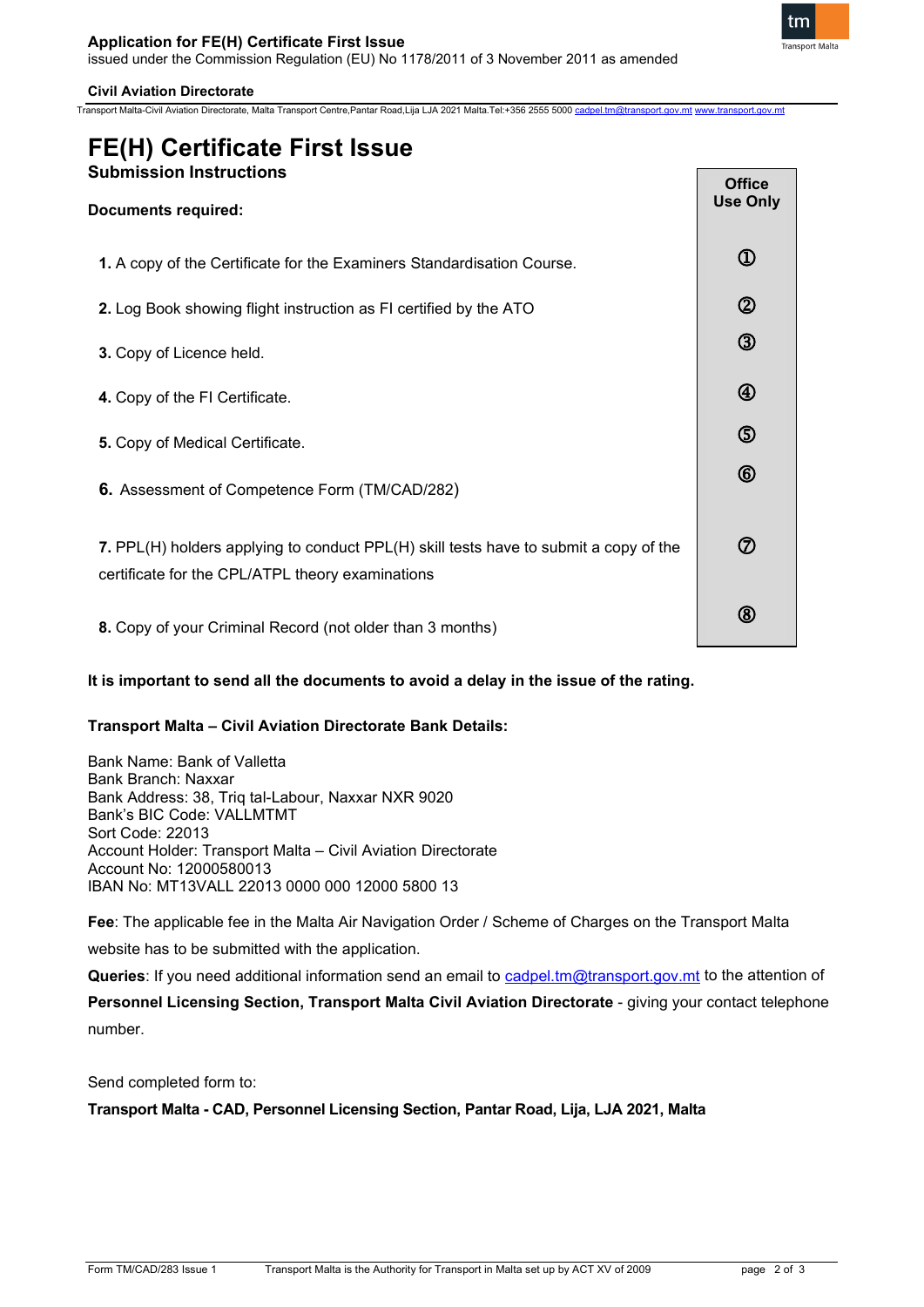# FE(H) Certificate First Issue

## Submission Instructions

**Documents required:**

| Document | Office Use Only |
|---|---|
| **1.** A copy of the Certificate for the Examiners Standardisation Course. | ① |
| **2.** Log Book showing flight instruction as FI certified by the ATO | ② |
| **3.** Copy of Licence held. | ③ |
| **4.** Copy of the FI Certificate. | ④ |
| **5.** Copy of Medical Certificate. | ⑤ |
| **6.** Assessment of Competence Form (TM/CAD/282) | ⑥ |
| **7.** PPL(H) holders applying to conduct PPL(H) skill tests have to submit a copy of the certificate for the CPL/ATPL theory examinations | ⑦ |
| **8.** Copy of your Criminal Record (not older than 3 months) | ⑧ |

**It is important to send all the documents to avoid a delay in the issue of the rating.**

**Transport Malta – Civil Aviation Directorate Bank Details:**

Bank Name: Bank of Valletta
Bank Branch: Naxxar
Bank Address: 38, Triq tal-Labour, Naxxar NXR 9020
Bank's BIC Code: VALLMTMT
Sort Code: 22013
Account Holder: Transport Malta – Civil Aviation Directorate
Account No: 12000580013
IBAN No: MT13VALL 22013 0000 000 12000 5800 13

**Fee**: The applicable fee in the Malta Air Navigation Order / Scheme of Charges on the Transport Malta website has to be submitted with the application.

**Queries**: If you need additional information send an email to cadpel.tm@transport.gov.mt to the attention of **Personnel Licensing Section, Transport Malta Civil Aviation Directorate** - giving your contact telephone number.

Send completed form to:

**Transport Malta - CAD, Personnel Licensing Section, Pantar Road, Lija, LJA 2021, Malta**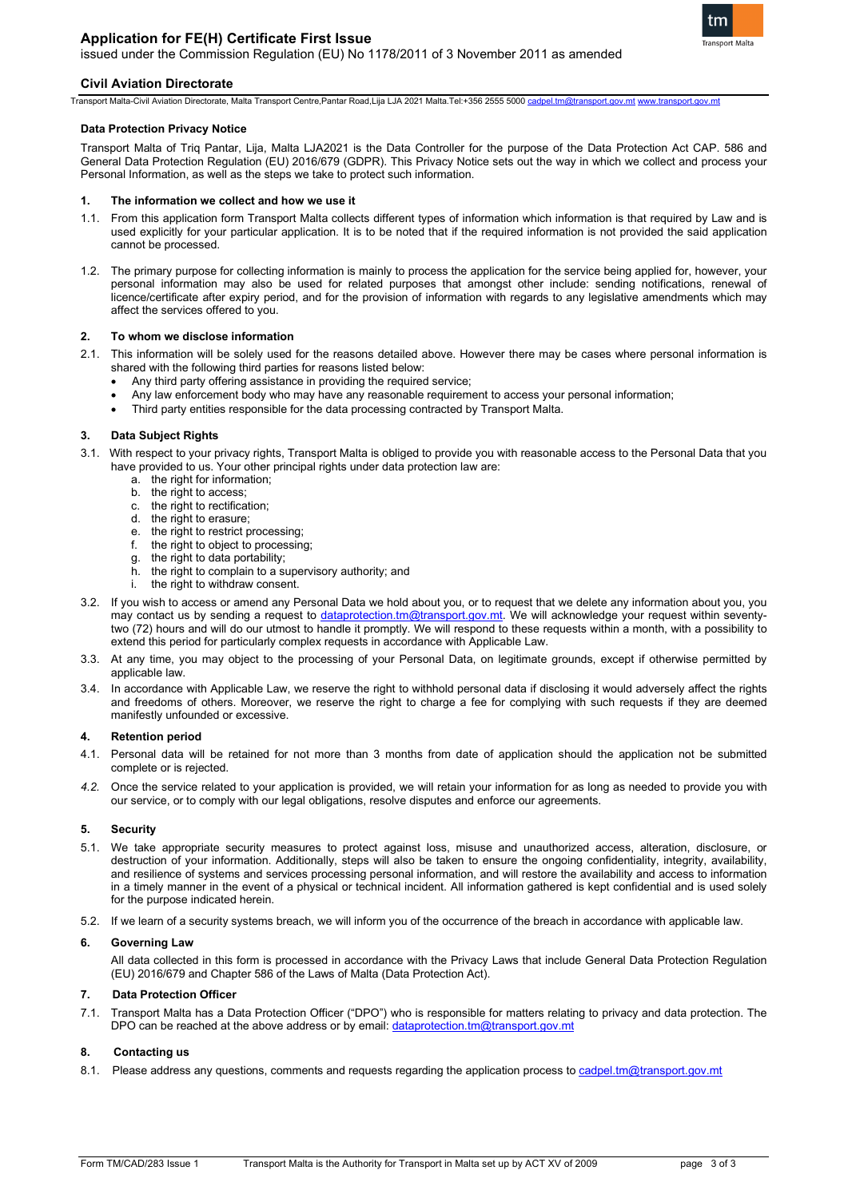# Application for FE(H) Certificate First Issue

issued under the Commission Regulation (EU) No 1178/2011 of 3 November 2011 as amended

## Civil Aviation Directorate

Transport Malta-Civil Aviation Directorate, Malta Transport Centre,Pantar Road,Lija LJA 2021 Malta.Tel:+356 2555 5000 cadpel.tm@transport.gov.mt www.transport.gov.mt

### Data Protection Privacy Notice

Transport Malta of Triq Pantar, Lija, Malta LJA2021 is the Data Controller for the purpose of the Data Protection Act CAP. 586 and General Data Protection Regulation (EU) 2016/679 (GDPR). This Privacy Notice sets out the way in which we collect and process your Personal Information, as well as the steps we take to protect such information.

**1. The information we collect and how we use it**

1.1. From this application form Transport Malta collects different types of information which information is that required by Law and is used explicitly for your particular application. It is to be noted that if the required information is not provided the said application cannot be processed.

1.2. The primary purpose for collecting information is mainly to process the application for the service being applied for, however, your personal information may also be used for related purposes that amongst other include: sending notifications, renewal of licence/certificate after expiry period, and for the provision of information with regards to any legislative amendments which may affect the services offered to you.

**2. To whom we disclose information**

2.1. This information will be solely used for the reasons detailed above. However there may be cases where personal information is shared with the following third parties for reasons listed below:

- Any third party offering assistance in providing the required service;
- Any law enforcement body who may have any reasonable requirement to access your personal information;
- Third party entities responsible for the data processing contracted by Transport Malta.

**3. Data Subject Rights**

3.1. With respect to your privacy rights, Transport Malta is obliged to provide you with reasonable access to the Personal Data that you have provided to us. Your other principal rights under data protection law are:

a. the right for information;
b. the right to access;
c. the right to rectification;
d. the right to erasure;
e. the right to restrict processing;
f. the right to object to processing;
g. the right to data portability;
h. the right to complain to a supervisory authority; and
i. the right to withdraw consent.

3.2. If you wish to access or amend any Personal Data we hold about you, or to request that we delete any information about you, you may contact us by sending a request to dataprotection.tm@transport.gov.mt. We will acknowledge your request within seventy-two (72) hours and will do our utmost to handle it promptly. We will respond to these requests within a month, with a possibility to extend this period for particularly complex requests in accordance with Applicable Law.

3.3. At any time, you may object to the processing of your Personal Data, on legitimate grounds, except if otherwise permitted by applicable law.

3.4. In accordance with Applicable Law, we reserve the right to withhold personal data if disclosing it would adversely affect the rights and freedoms of others. Moreover, we reserve the right to charge a fee for complying with such requests if they are deemed manifestly unfounded or excessive.

**4. Retention period**

4.1. Personal data will be retained for not more than 3 months from date of application should the application not be submitted complete or is rejected.

*4.2.* Once the service related to your application is provided, we will retain your information for as long as needed to provide you with our service, or to comply with our legal obligations, resolve disputes and enforce our agreements.

**5. Security**

5.1. We take appropriate security measures to protect against loss, misuse and unauthorized access, alteration, disclosure, or destruction of your information. Additionally, steps will also be taken to ensure the ongoing confidentiality, integrity, availability, and resilience of systems and services processing personal information, and will restore the availability and access to information in a timely manner in the event of a physical or technical incident. All information gathered is kept confidential and is used solely for the purpose indicated herein.

5.2. If we learn of a security systems breach, we will inform you of the occurrence of the breach in accordance with applicable law.

**6. Governing Law**

All data collected in this form is processed in accordance with the Privacy Laws that include General Data Protection Regulation (EU) 2016/679 and Chapter 586 of the Laws of Malta (Data Protection Act).

**7. Data Protection Officer**

7.1. Transport Malta has a Data Protection Officer ("DPO") who is responsible for matters relating to privacy and data protection. The DPO can be reached at the above address or by email: dataprotection.tm@transport.gov.mt

**8. Contacting us**

8.1. Please address any questions, comments and requests regarding the application process to cadpel.tm@transport.gov.mt

Form TM/CAD/283 Issue 1 Transport Malta is the Authority for Transport in Malta set up by ACT XV of 2009